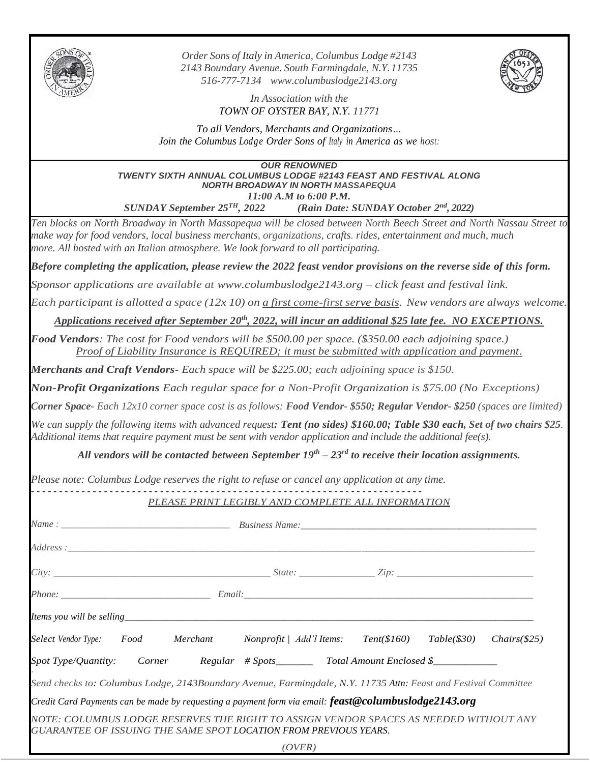*Order Sons of Italy in America, Columbus Lodge #2143*
*2143 Boundary Avenue. South Farmingdale, N.Y. 11735*
*516-777-7134 www.columbuslodge2143.org*

*In Association with the*
*TOWN OF OYSTER BAY, N.Y. 11771*

*To all Vendors, Merchants and Organizations…*
*Join the Columbus Lodge Order Sons of Italy in America as we host:*

**OUR RENOWNED**
**TWENTY SIXTH ANNUAL COLUMBUS LODGE #2143 FEAST AND FESTIVAL ALONG NORTH BROADWAY IN NORTH MASSAPEQUA**
**11:00 A.M to 6:00 P.M.**
**SUNDAY September 25TH, 2022 (Rain Date: SUNDAY October 2nd, 2022)**

*Ten blocks on North Broadway in North Massapequa will be closed between North Beech Street and North Nassau Street to make way for food vendors, local business merchants, organizations, crafts. rides, entertainment and much, much more. All hosted with an Italian atmosphere. We look forward to all participating.*

***Before completing the application, please review the 2022 feast vendor provisions on the reverse side of this form.***

*Sponsor applications are available at www.columbuslodge2143.org – click feast and festival link.*

*Each participant is allotted a space (12x 10) on a first come-first serve basis. New vendors are always welcome.*

***Applications received after September 20th, 2022, will incur an additional $25 late fee. NO EXCEPTIONS.***

***Food Vendors**: The cost for Food vendors will be $500.00 per space. ($350.00 each adjoining space.)*
*Proof of Liability Insurance is REQUIRED; it must be submitted with application and payment.*

***Merchants and Craft Vendors**- Each space will be $225.00; each adjoining space is $150.*

***Non-Profit Organizations** Each regular space for a Non-Profit Organization is $75.00 (No Exceptions)*

***Corner Space**- Each 12x10 corner space cost is as follows: **Food Vendor- $550; Regular Vendor- $250** (spaces are limited)*

*We can supply the following items with advanced request**: Tent (no sides) $160.00; Table $30 each, Set of two chairs $25**. Additional items that require payment must be sent with vendor application and include the additional fee(s).*

***All vendors will be contacted between September 19th – 23rd to receive their location assignments.***

*Please note: Columbus Lodge reserves the right to refuse or cancel any application at any time.*

- - - - - - - - - - - - - - - - - - - - - - - - - - - - - - - - - - - - - - - - - - - - - - - - - - - - - - - - - - - - - - - - - - -

*PLEASE PRINT LEGIBLY AND COMPLETE ALL INFORMATION*

*Name :* ______________________________ *Business Name:*__________________________________________

*Address :*___________________________________________________________________________________

*City:* ________________________________________ *State:* ______________ *Zip:* _________________________

*Phone:* ____________________________ *Email:*______________________________________________________

*Items you will be selling*_____________________________________________________________________________

*Select Vendor Type: Food Merchant Nonprofit | Add'l Items: Tent($160) Table($30) Chairs($25)*

*Spot Type/Quantity: Corner Regular # Spots_______ Total Amount Enclosed $___________*

*Send checks to: Columbus Lodge, 2143Boundary Avenue, Farmingdale, N.Y. 11735 Attn: Feast and Festival Committee*

*Credit Card Payments can be made by requesting a payment form via email:* ***feast@columbuslodge2143.org***

*NOTE: COLUMBUS LODGE RESERVES THE RIGHT TO ASSIGN VENDOR SPACES AS NEEDED WITHOUT ANY GUARANTEE OF ISSUING THE SAME SPOT LOCATION FROM PREVIOUS YEARS.*

*(OVER)*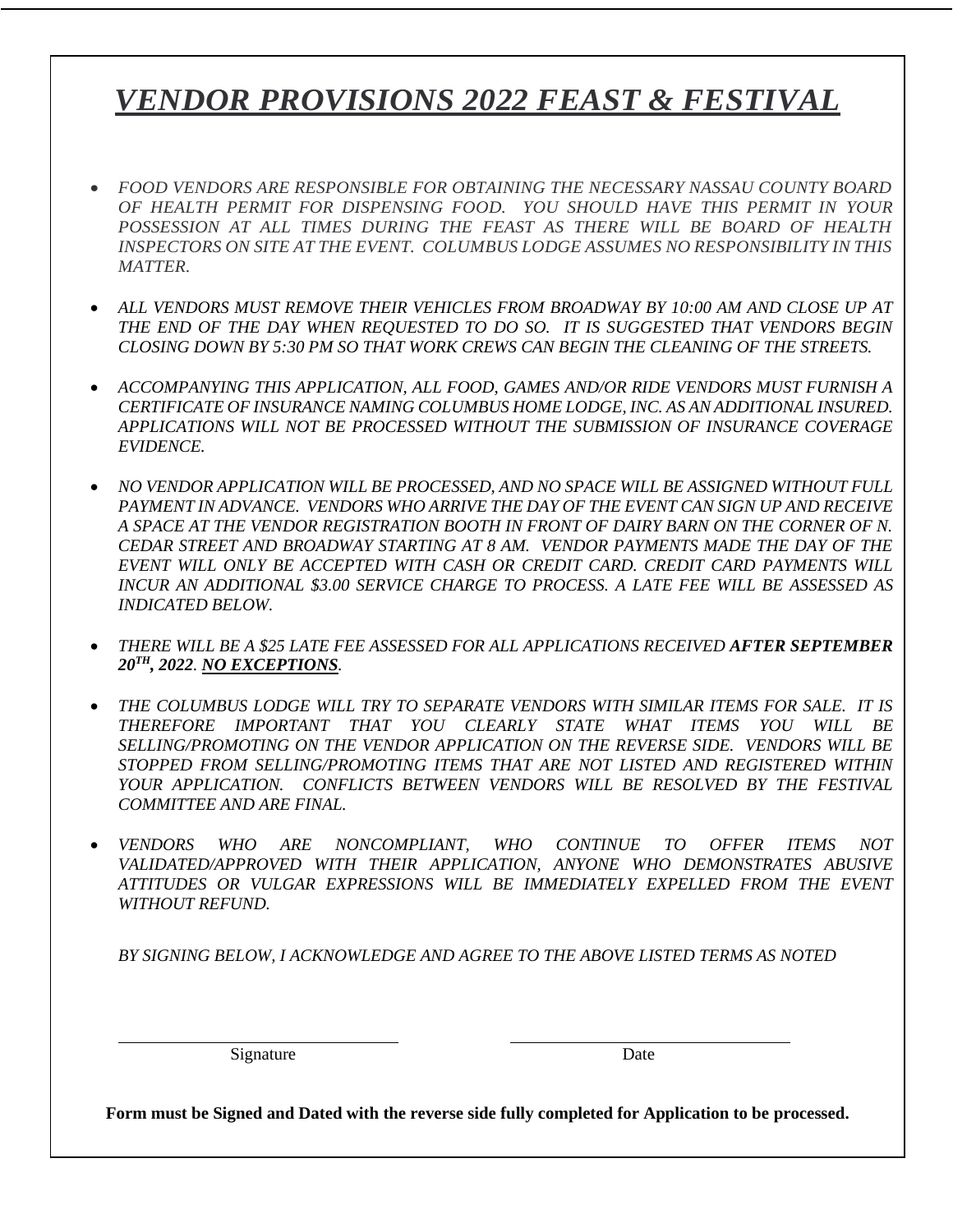# ***VENDOR PROVISIONS 2022 FEAST & FESTIVAL***

- *FOOD VENDORS ARE RESPONSIBLE FOR OBTAINING THE NECESSARY NASSAU COUNTY BOARD OF HEALTH PERMIT FOR DISPENSING FOOD. YOU SHOULD HAVE THIS PERMIT IN YOUR POSSESSION AT ALL TIMES DURING THE FEAST AS THERE WILL BE BOARD OF HEALTH INSPECTORS ON SITE AT THE EVENT. COLUMBUS LODGE ASSUMES NO RESPONSIBILITY IN THIS MATTER.*

- *ALL VENDORS MUST REMOVE THEIR VEHICLES FROM BROADWAY BY 10:00 AM AND CLOSE UP AT THE END OF THE DAY WHEN REQUESTED TO DO SO. IT IS SUGGESTED THAT VENDORS BEGIN CLOSING DOWN BY 5:30 PM SO THAT WORK CREWS CAN BEGIN THE CLEANING OF THE STREETS.*

- *ACCOMPANYING THIS APPLICATION, ALL FOOD, GAMES AND/OR RIDE VENDORS MUST FURNISH A CERTIFICATE OF INSURANCE NAMING COLUMBUS HOME LODGE, INC. AS AN ADDITIONAL INSURED. APPLICATIONS WILL NOT BE PROCESSED WITHOUT THE SUBMISSION OF INSURANCE COVERAGE EVIDENCE.*

- *NO VENDOR APPLICATION WILL BE PROCESSED, AND NO SPACE WILL BE ASSIGNED WITHOUT FULL PAYMENT IN ADVANCE. VENDORS WHO ARRIVE THE DAY OF THE EVENT CAN SIGN UP AND RECEIVE A SPACE AT THE VENDOR REGISTRATION BOOTH IN FRONT OF DAIRY BARN ON THE CORNER OF N. CEDAR STREET AND BROADWAY STARTING AT 8 AM. VENDOR PAYMENTS MADE THE DAY OF THE EVENT WILL ONLY BE ACCEPTED WITH CASH OR CREDIT CARD. CREDIT CARD PAYMENTS WILL INCUR AN ADDITIONAL $3.00 SERVICE CHARGE TO PROCESS. A LATE FEE WILL BE ASSESSED AS INDICATED BELOW.*

- *THERE WILL BE A $25 LATE FEE ASSESSED FOR ALL APPLICATIONS RECEIVED **AFTER SEPTEMBER 20TH, 2022**. **NO EXCEPTIONS**.*

- *THE COLUMBUS LODGE WILL TRY TO SEPARATE VENDORS WITH SIMILAR ITEMS FOR SALE. IT IS THEREFORE IMPORTANT THAT YOU CLEARLY STATE WHAT ITEMS YOU WILL BE SELLING/PROMOTING ON THE VENDOR APPLICATION ON THE REVERSE SIDE. VENDORS WILL BE STOPPED FROM SELLING/PROMOTING ITEMS THAT ARE NOT LISTED AND REGISTERED WITHIN YOUR APPLICATION. CONFLICTS BETWEEN VENDORS WILL BE RESOLVED BY THE FESTIVAL COMMITTEE AND ARE FINAL.*

- *VENDORS WHO ARE NONCOMPLIANT, WHO CONTINUE TO OFFER ITEMS NOT VALIDATED/APPROVED WITH THEIR APPLICATION, ANYONE WHO DEMONSTRATES ABUSIVE ATTITUDES OR VULGAR EXPRESSIONS WILL BE IMMEDIATELY EXPELLED FROM THE EVENT WITHOUT REFUND.*

*BY SIGNING BELOW, I ACKNOWLEDGE AND AGREE TO THE ABOVE LISTED TERMS AS NOTED*

_______________________________ Signature

_______________________________ Date

**Form must be Signed and Dated with the reverse side fully completed for Application to be processed.**